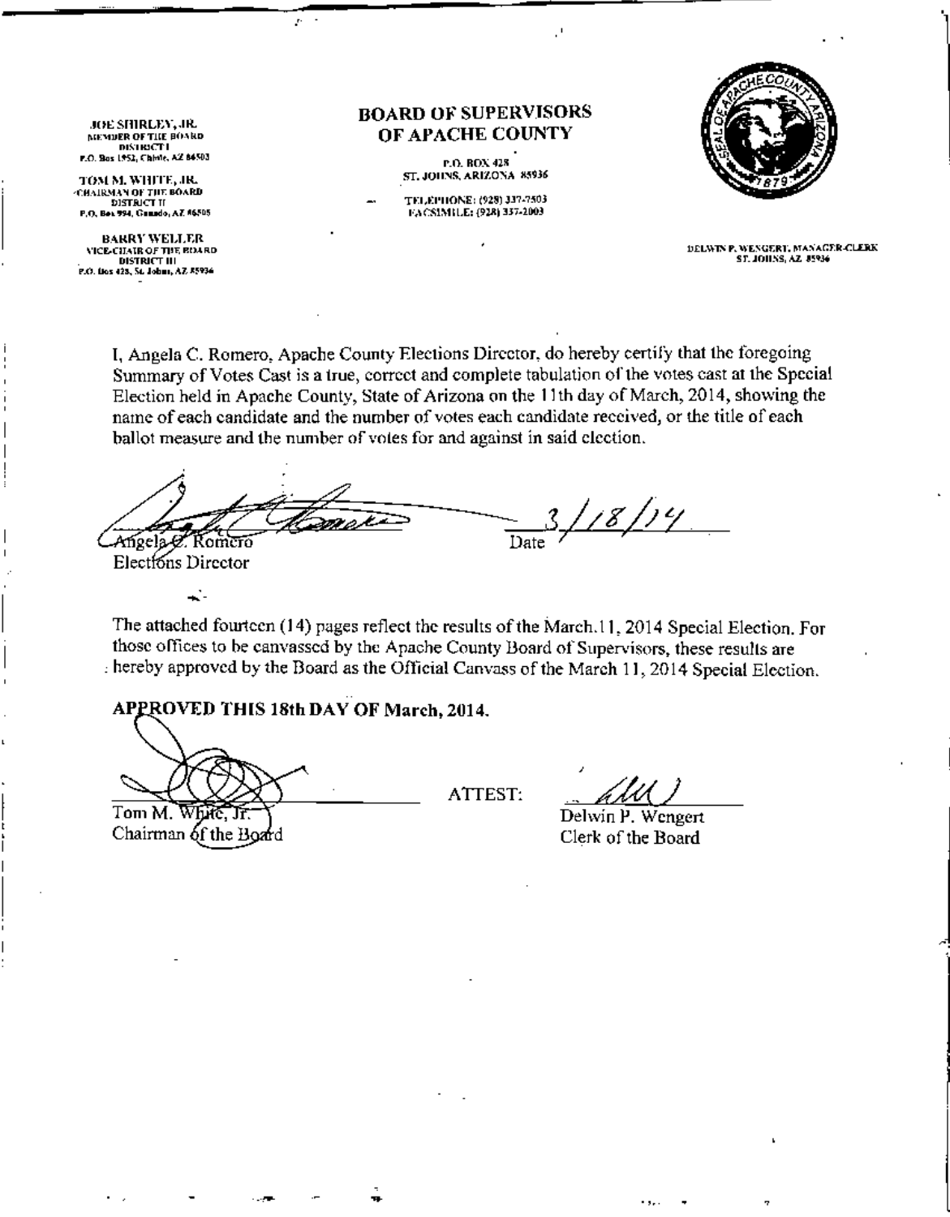JOE SHIRLEY, JR.
MEMBER OF THE BOARD
DISTRICT I
P.O. Box 1952, Chinle, AZ 86503

TOM M. WHITE, JR.
CHAIRMAN OF THE BOARD
DISTRICT II
P.O. Box 994, Ganado, AZ 86505

BARRY WELLER
VICE-CHAIR OF THE BOARD
DISTRICT III
P.O. Box 428, St. Johns, AZ 85936

# BOARD OF SUPERVISORS OF APACHE COUNTY

P.O. BOX 428
ST. JOHNS, ARIZONA 85936

TELEPHONE: (928) 337-7503
FACSIMILE: (928) 337-2003

DELWIN P. WENGERT, MANAGER-CLERK
ST. JOHNS, AZ 85936

I, Angela C. Romero, Apache County Elections Director, do hereby certify that the foregoing Summary of Votes Cast is a true, correct and complete tabulation of the votes cast at the Special Election held in Apache County, State of Arizona on the 11th day of March, 2014, showing the name of each candidate and the number of votes each candidate received, or the title of each ballot measure and the number of votes for and against in said election.

Angela C. Romero
Elections Director

Date 3/18/14

The attached fourteen (14) pages reflect the results of the March 11, 2014 Special Election. For those offices to be canvassed by the Apache County Board of Supervisors, these results are hereby approved by the Board as the Official Canvass of the March 11, 2014 Special Election.

**APPROVED THIS 18th DAY OF March, 2014.**

Tom M. White, Jr.
Chairman of the Board

ATTEST:

Delwin P. Wengert
Clerk of the Board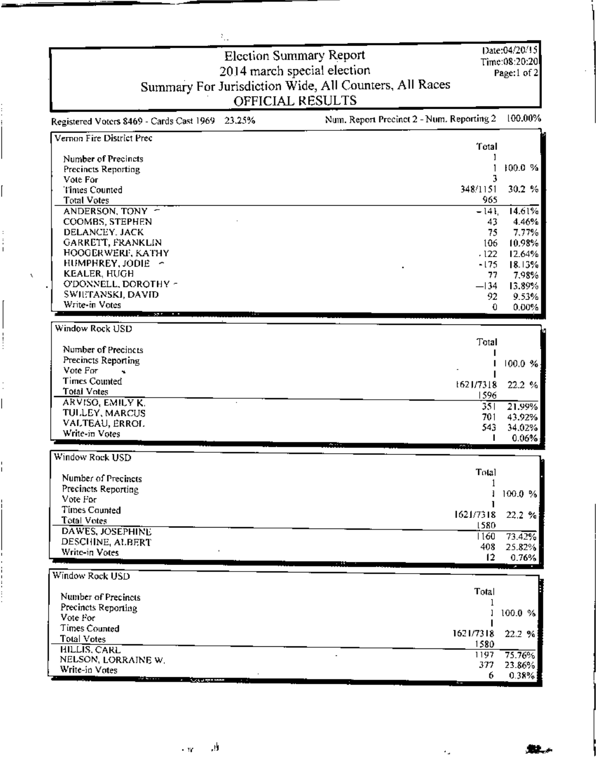# Election Summary Report

## 2014 march special election

### Summary For Jurisdiction Wide, All Counters, All Races

### OFFICIAL RESULTS

Date:04/20/15
Time:08:20:20
Page:1 of 2

Registered Voters 8469 - Cards Cast 1969 23.25% | Num. Report Precinct 2 - Num. Reporting 2 100.00%

**Vernon Fire District Prec**

| | Total | |
|---|---|---|
| Number of Precincts | 1 | |
| Precincts Reporting | 1 | 100.0 % |
| Vote For | 3 | |
| Times Counted | 348/1151 | 30.2 % |
| Total Votes | 965 | |
| ANDERSON, TONY | 141 | 14.61% |
| COOMBS, STEPHEN | 43 | 4.46% |
| DELANCEY, JACK | 75 | 7.77% |
| GARRETT, FRANKLIN | 106 | 10.98% |
| HOOGERWERF, KATHY | 122 | 12.64% |
| HUMPHREY, JODIE | 175 | 18.13% |
| KEALER, HUGH | 77 | 7.98% |
| O'DONNELL, DOROTHY | 134 | 13.89% |
| SWIETANSKI, DAVID | 92 | 9.53% |
| Write-in Votes | 0 | 0.00% |

**Window Rock USD**

| | Total | |
|---|---|---|
| Number of Precincts | 1 | |
| Precincts Reporting | 1 | 100.0 % |
| Vote For | 1 | |
| Times Counted | 1621/7318 | 22.2 % |
| Total Votes | 1596 | |
| ARVISO, EMILY K. | 351 | 21.99% |
| TULLEY, MARCUS | 701 | 43.92% |
| VALTEAU, ERROL | 543 | 34.02% |
| Write-in Votes | 1 | 0.06% |

**Window Rock USD**

| | Total | |
|---|---|---|
| Number of Precincts | 1 | |
| Precincts Reporting | 1 | 100.0 % |
| Vote For | 1 | |
| Times Counted | 1621/7318 | 22.2 % |
| Total Votes | 1580 | |
| DAWES, JOSEPHINE | 1160 | 73.42% |
| DESCHINE, ALBERT | 408 | 25.82% |
| Write-in Votes | 12 | 0.76% |

**Window Rock USD**

| | Total | |
|---|---|---|
| Number of Precincts | 1 | |
| Precincts Reporting | 1 | 100.0 % |
| Vote For | 1 | |
| Times Counted | 1621/7318 | 22.2 % |
| Total Votes | 1580 | |
| HILLIS, CARL | 1197 | 75.76% |
| NELSON, LORRAINE W. | 377 | 23.86% |
| Write-in Votes | 6 | 0.38% |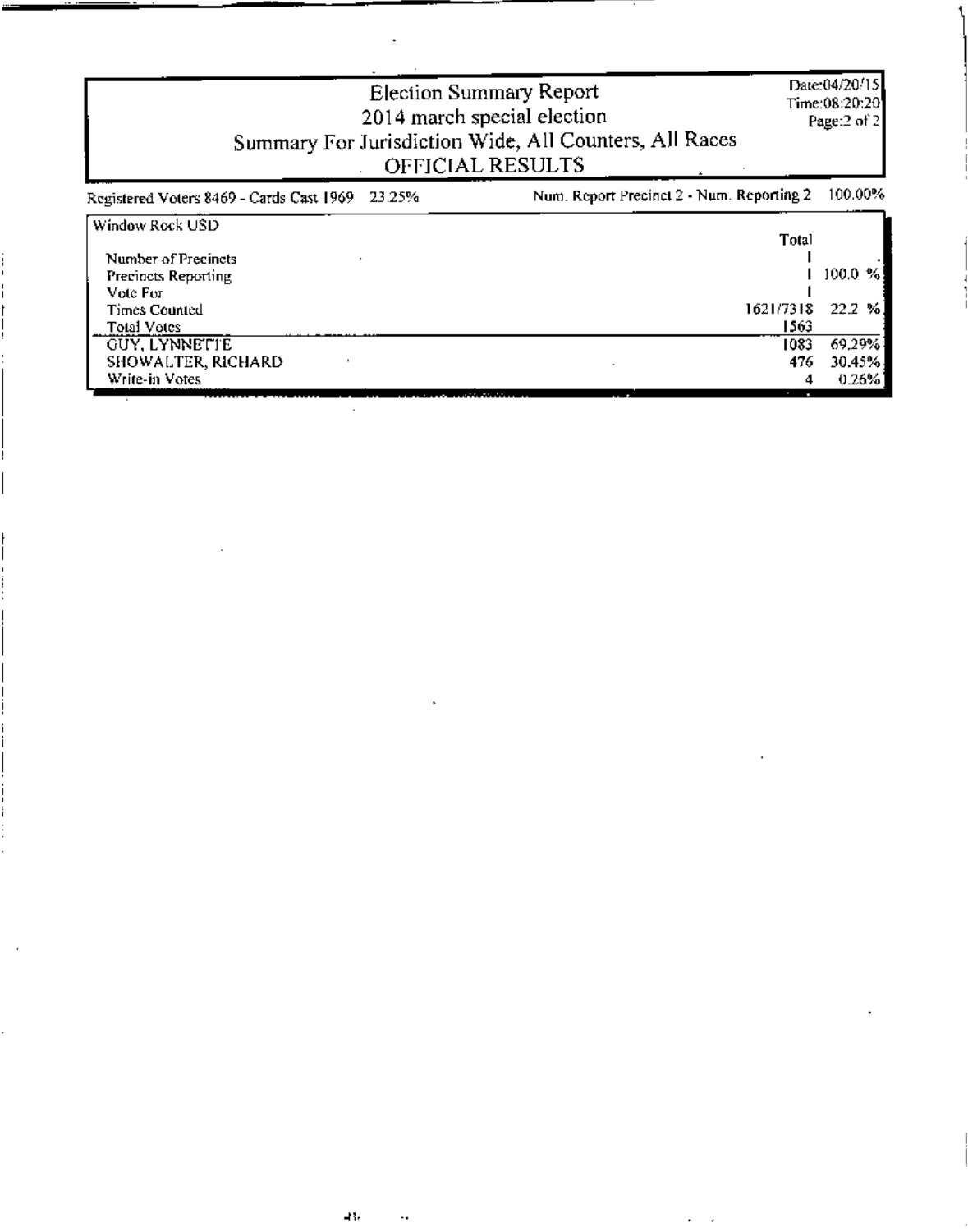# Election Summary Report

## 2014 march special election

### Summary For Jurisdiction Wide, All Counters, All Races

### OFFICIAL RESULTS

Date:04/20/15
Time:08:20:20

Registered Voters 8469 - Cards Cast 1969 23.25%

Num. Report Precinct 2 - Num. Reporting 2 100.00%

| Window Rock USD | Total | |
|---|---|---|
| Number of Precincts | 1 | |
| Precincts Reporting | 1 | 100.0 % |
| Vote For | 1 | |
| Times Counted | 1621/7318 | 22.2 % |
| Total Votes | 1563 | |
| GUY, LYNNETTE | 1083 | 69.29% |
| SHOWALTER, RICHARD | 476 | 30.45% |
| Write-in Votes | 4 | 0.26% |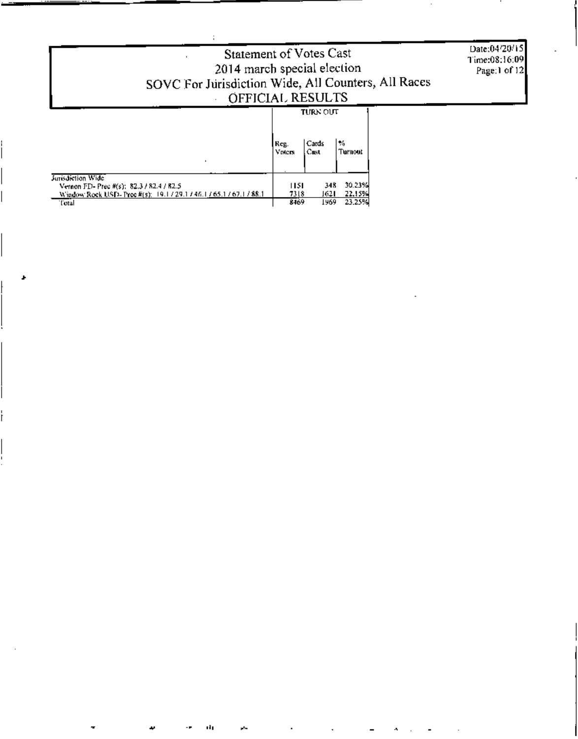# Statement of Votes Cast
## 2014 march special election
## SOVC For Jurisdiction Wide, All Counters, All Races
## OFFICIAL RESULTS

Date:04/20/15
Time:08:16:09

| | TURN OUT | | |
|---|---|---|---|
| | Reg. Voters | Cards Cast | % Turnout |
| Jurisdiction Wide | | | |
| Vernon FD- Prec #(s): 82.3 / 82.4 / 82.5 | 1151 | 348 | 30.23% |
| Window Rock USD- Prec #(s): 19.1 / 29.1 / 46.1 / 65.1 / 67.1 / 88.1 | 7318 | 1621 | 22.15% |
| Total | 8469 | 1969 | 23.25% |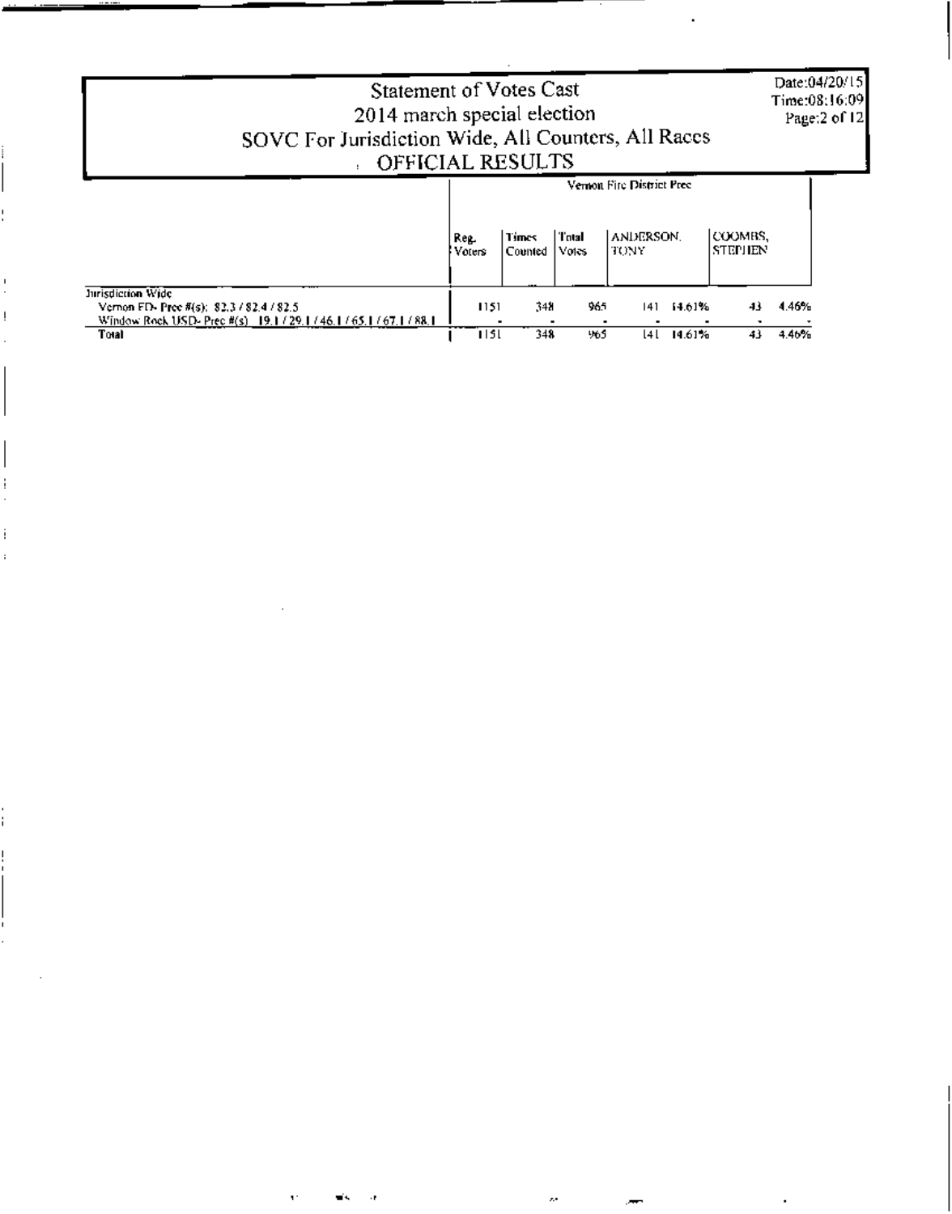# Statement of Votes Cast
## 2014 march special election
## SOVC For Jurisdiction Wide, All Counters, All Races
## OFFICIAL RESULTS

Date:04/20/15
Time:08:16:09
Page:2 of 12

| | Vernon Fire District Prec | | | | | | |
|---|---|---|---|---|---|---|---|
| | Reg. Voters | Times Counted | Total Votes | ANDERSON, TONY | | COOMBS, STEPHEN | |
| Jurisdiction Wide | | | | | | | |
| Vernon FD- Prec #(s): 82.3 / 82.4 / 82.5 | 1151 | 348 | 965 | 141 | 14.61% | 43 | 4.46% |
| Window Rock USD- Prec #(s): 19.1 / 29.1 / 46.1 / 65.1 / 67.1 / 88.1 | - | - | - | - | - | - | - |
| Total | 1151 | 348 | 965 | 141 | 14.61% | 43 | 4.46% |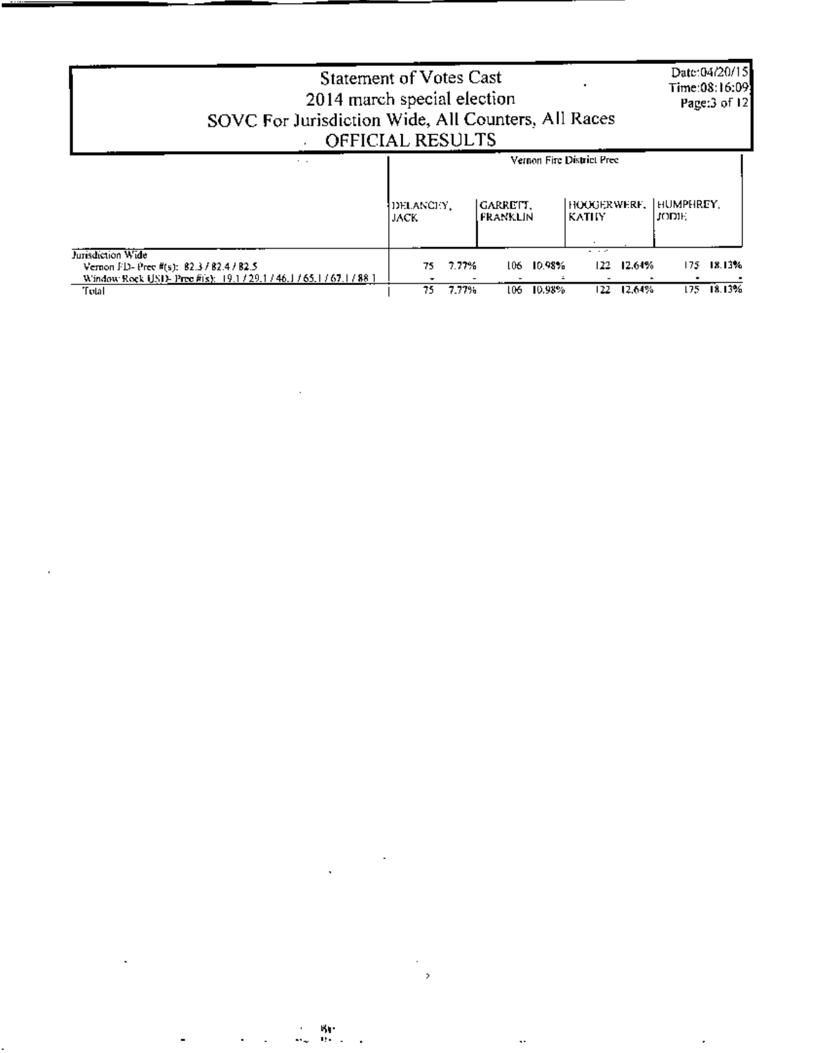# Statement of Votes Cast
## 2014 march special election
## SOVC For Jurisdiction Wide, All Counters, All Races
## OFFICIAL RESULTS

Date:04/20/15
Time:08:16:09

| | Vernon Fire District Prec | | | | | | | |
|---|---|---|---|---|---|---|---|---|
| | DELANCEY, JACK | | GARRETT, FRANKLIN | | HOOGERWERF, KATHY | | HUMPHREY, JODIE | |
| Jurisdiction Wide | | | | | | | | |
| Vernon FD- Prec #(s): 82.3 / 82.4 / 82.5 | 75 | 7.77% | 106 | 10.98% | 122 | 12.64% | 175 | 18.13% |
| Window Rock USD- Prec #(s): 19.1 / 29.1 / 46.1 / 65.1 / 67.1 / 88.1 | - | - | - | - | - | - | - | - |
| Total | 75 | 7.77% | 106 | 10.98% | 122 | 12.64% | 175 | 18.13% |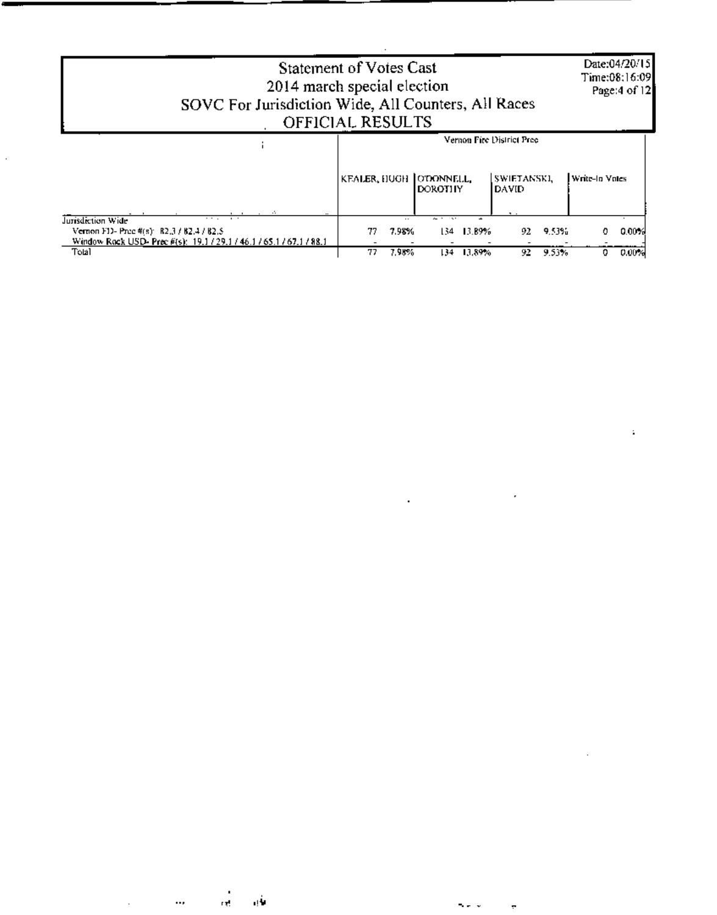# Statement of Votes Cast

## 2014 march special election

## SOVC For Jurisdiction Wide, All Counters, All Races

## OFFICIAL RESULTS

Date:04/20/15
Time:08:16:09

| | Vernon Fire District Prec | | | | | | | |
|---|---|---|---|---|---|---|---|---|
| | KEALER, HUGH | | O'DONNELL, DOROTHY | | SWIETANSKI, DAVID | | Write-In Votes | |
| Jurisdiction Wide | | | | | | | | |
| Vernon FD- Prec #(s): 82.3 / 82.4 / 82.5 | 77 | 7.98% | 134 | 13.89% | 92 | 9.53% | 0 | 0.00% |
| Window Rock USD- Prec #(s): 19.1 / 29.1 / 46.1 / 65.1 / 67.1 / 88.1 | - | - | - | - | - | - | - | - |
| Total | 77 | 7.98% | 134 | 13.89% | 92 | 9.53% | 0 | 0.00% |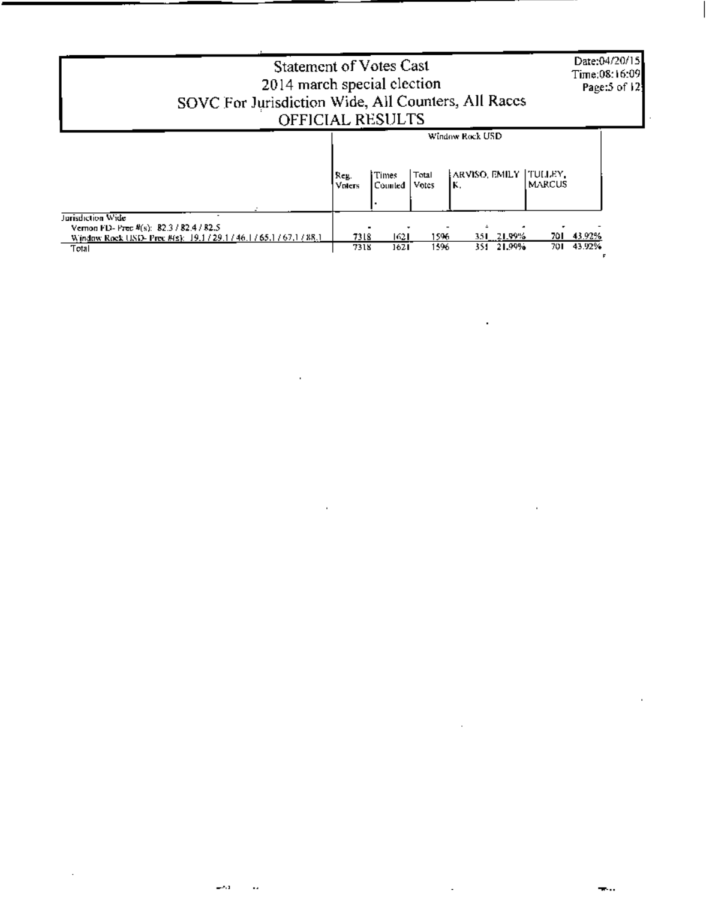# Statement of Votes Cast
## 2014 march special election
## SOVC For Jurisdiction Wide, All Counters, All Races
## OFFICIAL RESULTS

Date:04/20/15
Time:08:16:09

| | Window Rock USD | | | | | | |
|---|---|---|---|---|---|---|---|
| | Reg. Voters | Times Counted | Total Votes | ARVISO, EMILY K. | | TULLEY, MARCUS | |
| Jurisdiction Wide | | | | | | | |
| Vernon FD- Prec #(s): 82.3 / 82.4 / 82.5 | - | - | - | - | - | - | - |
| Window Rock USD- Prec #(s): 19.1 / 29.1 / 46.1 / 65.1 / 67.1 / 88.1 | 7318 | 1621 | 1596 | 351 | 21.99% | 701 | 43.92% |
| Total | 7318 | 1621 | 1596 | 351 | 21.99% | 701 | 43.92% |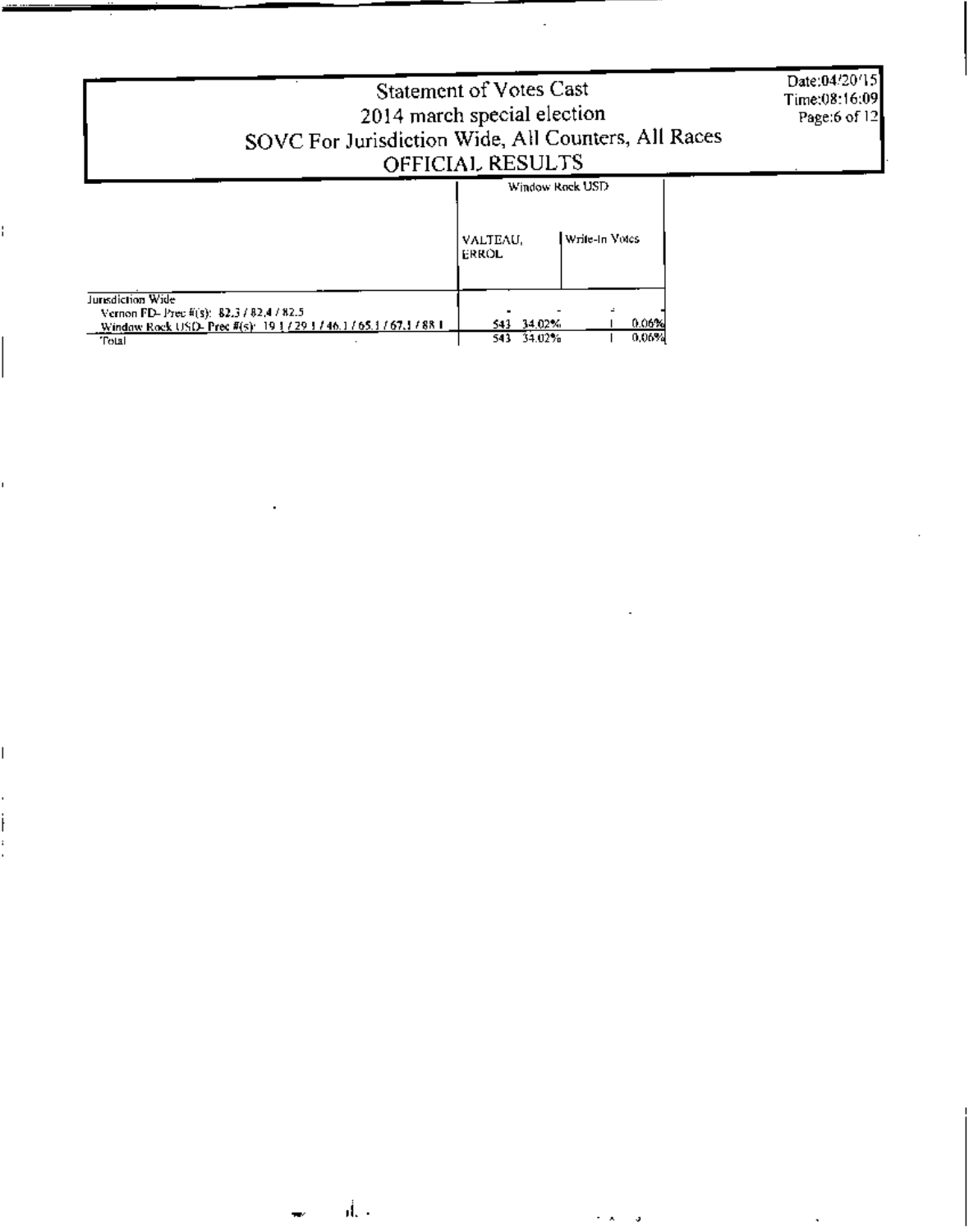# Statement of Votes Cast
## 2014 march special election
## SOVC For Jurisdiction Wide, All Counters, All Races
## OFFICIAL RESULTS

Date:04/20/15
Time:08:16:09

| | Window Rock USD | | | |
|---|---|---|---|---|
| | VALTEAU, ERROL | | Write-In Votes | |
| Jurisdiction Wide | | | | |
| Vernon FD- Prec #(s): 82.3 / 82.4 / 82.5 | - | - | - | - |
| Window Rock USD- Prec #(s): 19.1 / 29.1 / 46.1 / 65.1 / 67.1 / 88.1 | 543 | 34.02% | 1 | 0.06% |
| Total | 543 | 34.02% | 1 | 0.06% |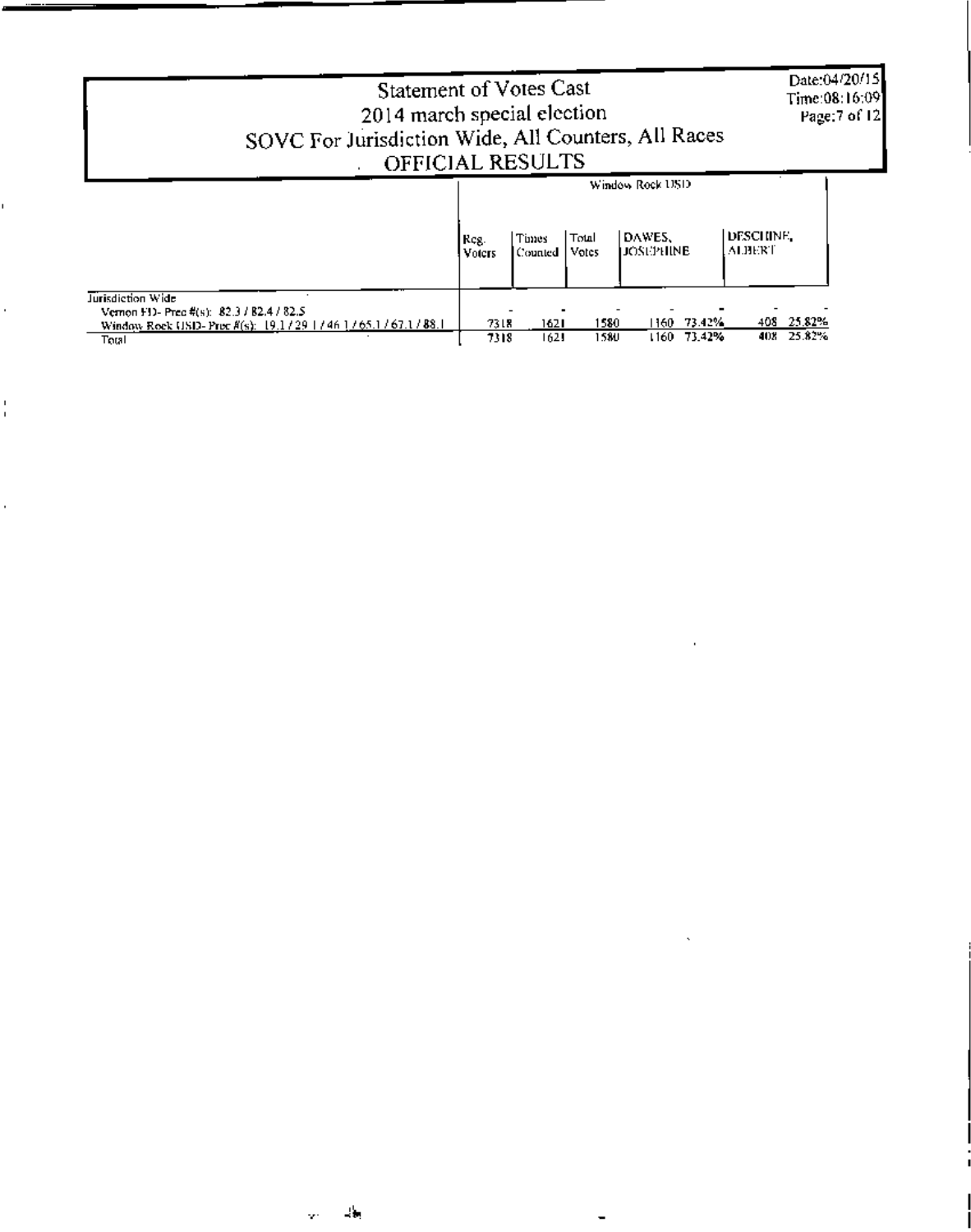# Statement of Votes Cast

## 2014 march special election

## SOVC For Jurisdiction Wide, All Counters, All Races

## OFFICIAL RESULTS

Date:04/20/15
Time:08:16:09

| | Window Rock USD | | | | | | |
|---|---|---|---|---|---|---|---|
| | Reg. Voters | Times Counted | Total Votes | DAWES, JOSEPHINE | | DESCHINE, ALBERT | |
| Jurisdiction Wide | | | | | | | |
| Vernon FD- Prec #(s): 82.3 / 82.4 / 82.5 | - | - | - | - | - | - | - |
| Window Rock USD- Prec #(s): 19.1 / 29.1 / 46.1 / 65.1 / 67.1 / 88.1 | 7318 | 1621 | 1580 | 1160 | 73.42% | 408 | 25.82% |
| Total | 7318 | 1621 | 1580 | 1160 | 73.42% | 408 | 25.82% |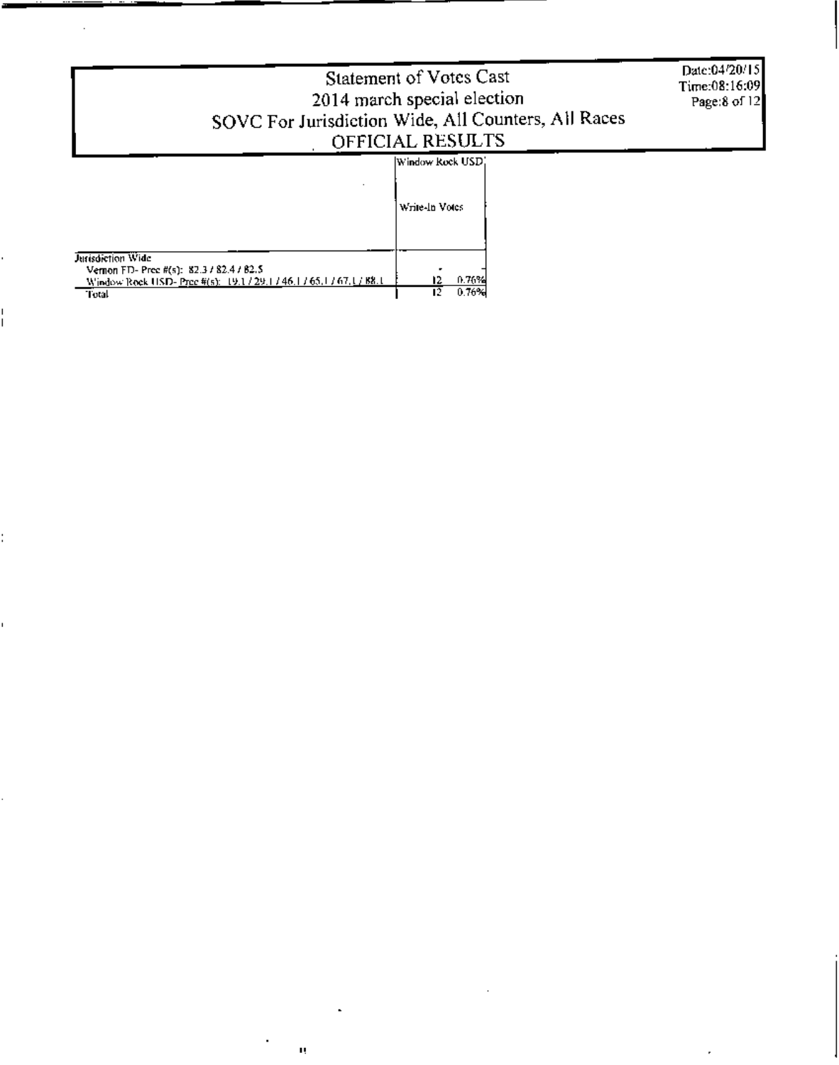# Statement of Votes Cast
## 2014 march special election
## SOVC For Jurisdiction Wide, All Counters, All Races
## OFFICIAL RESULTS

Date:04/20/15
Time:08:16:09

| | Window Rock USD | |
|---|---|---|
| | Write-In Votes | |
| Jurisdiction Wide | | |
| Vernon FD- Prec #(s): 82.3 / 82.4 / 82.5 | - | - |
| Window Rock USD- Prec #(s): 19.1 / 29.1 / 46.1 / 65.1 / 67.1 / 88.1 | 12 | 0.76% |
| Total | 12 | 0.76% |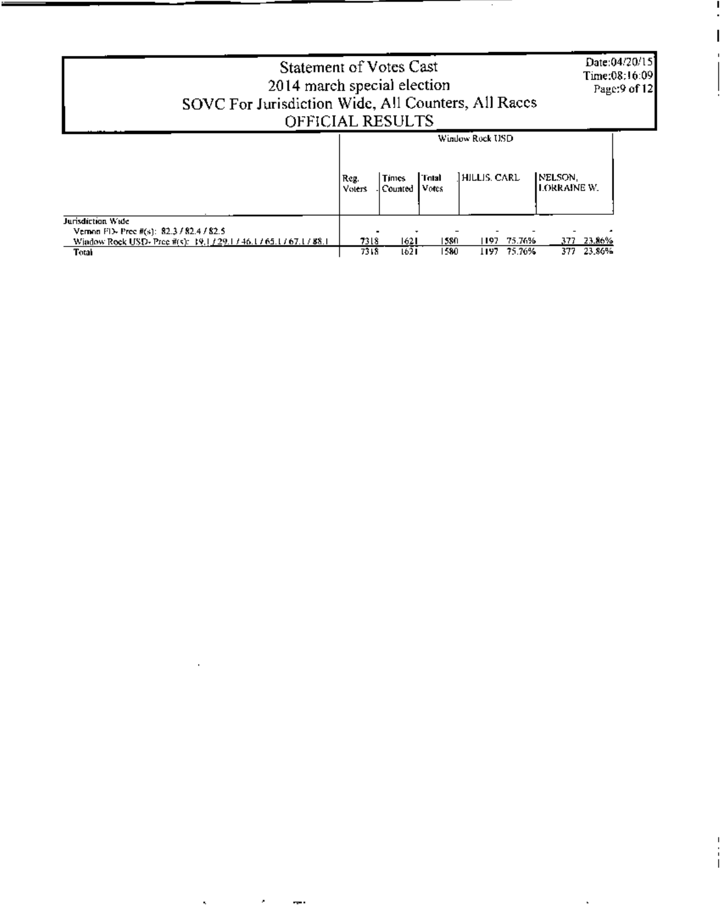# Statement of Votes Cast
## 2014 march special election
## SOVC For Jurisdiction Wide, All Counters, All Races
## OFFICIAL RESULTS

Date:04/20/15
Time:08:16:09

| | Window Rock USD | | | | | | |
|---|---|---|---|---|---|---|---|
| | Reg. Voters | Times Counted | Total Votes | HILLIS, CARL | | NELSON, LORRAINE W. | |
| **Jurisdiction Wide** | | | | | | | |
| Vernon FD- Prec #(s): 82.3 / 82.4 / 82.5 | - | - | - | - | - | - | - |
| Window Rock USD- Prec #(s): 19.1 / 29.1 / 46.1 / 65.1 / 67.1 / 88.1 | 7318 | 1621 | 1580 | 1197 | 75.76% | 377 | 23.86% |
| **Total** | 7318 | 1621 | 1580 | 1197 | 75.76% | 377 | 23.86% |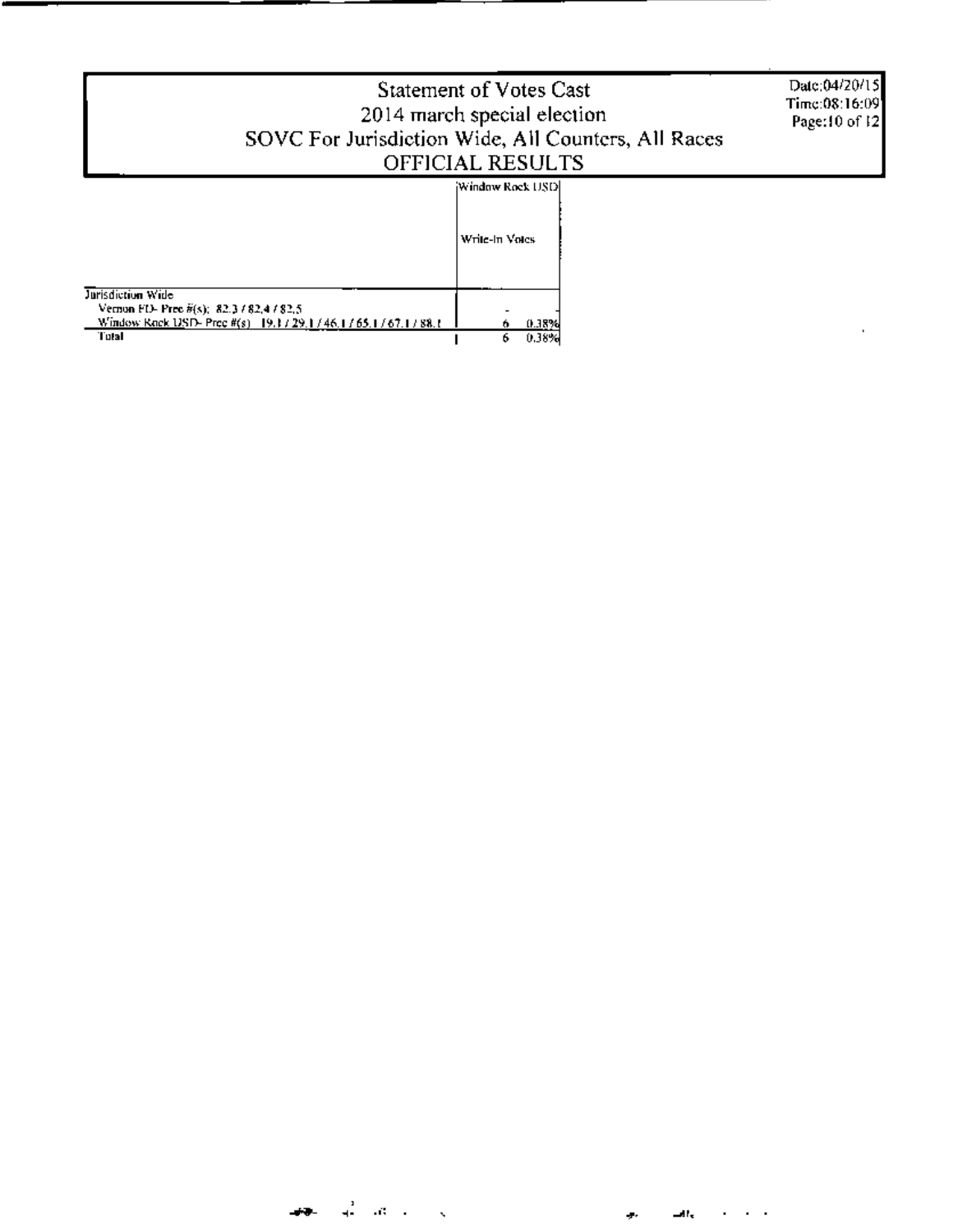# Statement of Votes Cast
## 2014 march special election
## SOVC For Jurisdiction Wide, All Counters, All Races
## OFFICIAL RESULTS

Date:04/20/15
Time:08:16:09

| | Window Rock USD | |
|---|---|---|
| | Write-In Votes | |
| Jurisdiction Wide | | |
| Vernon FD- Prec #(s): 82.3 / 82.4 / 82.5 | - | - |
| Window Rock USD- Prec #(s): 19.1 / 29.1 / 46.1 / 65.1 / 67.1 / 88.1 | 6 | 0.38% |
| Total | 6 | 0.38% |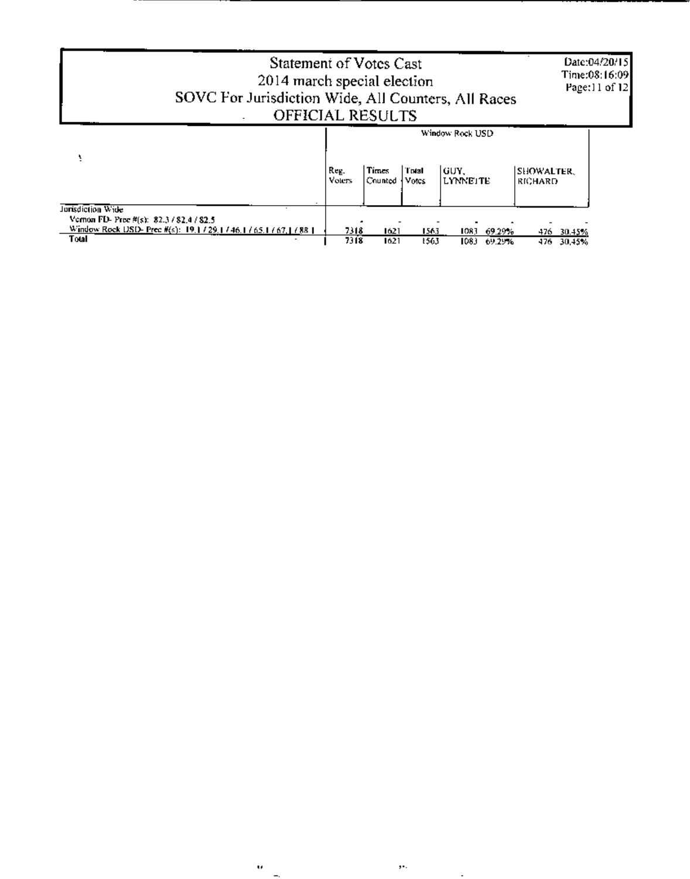# Statement of Votes Cast
## 2014 march special election
## SOVC For Jurisdiction Wide, All Counters, All Races
## OFFICIAL RESULTS

Date:04/20/15
Time:08:16:09

| | Window Rock USD | | | | | | |
|---|---|---|---|---|---|---|---|
| | Reg. Voters | Times Counted | Total Votes | GUY, LYNNETTE | | SHOWALTER, RICHARD | |
| Jurisdiction Wide | | | | | | | |
| Vernon FD- Prec #(s): 82.3 / 82.4 / 82.5 | - | - | - | - | - | - | - |
| Window Rock USD- Prec #(s): 19.1 / 29.1 / 46.1 / 65.1 / 67.1 / 88.1 | 7318 | 1621 | 1563 | 1083 | 69.29% | 476 | 30.45% |
| Total | 7318 | 1621 | 1563 | 1083 | 69.29% | 476 | 30.45% |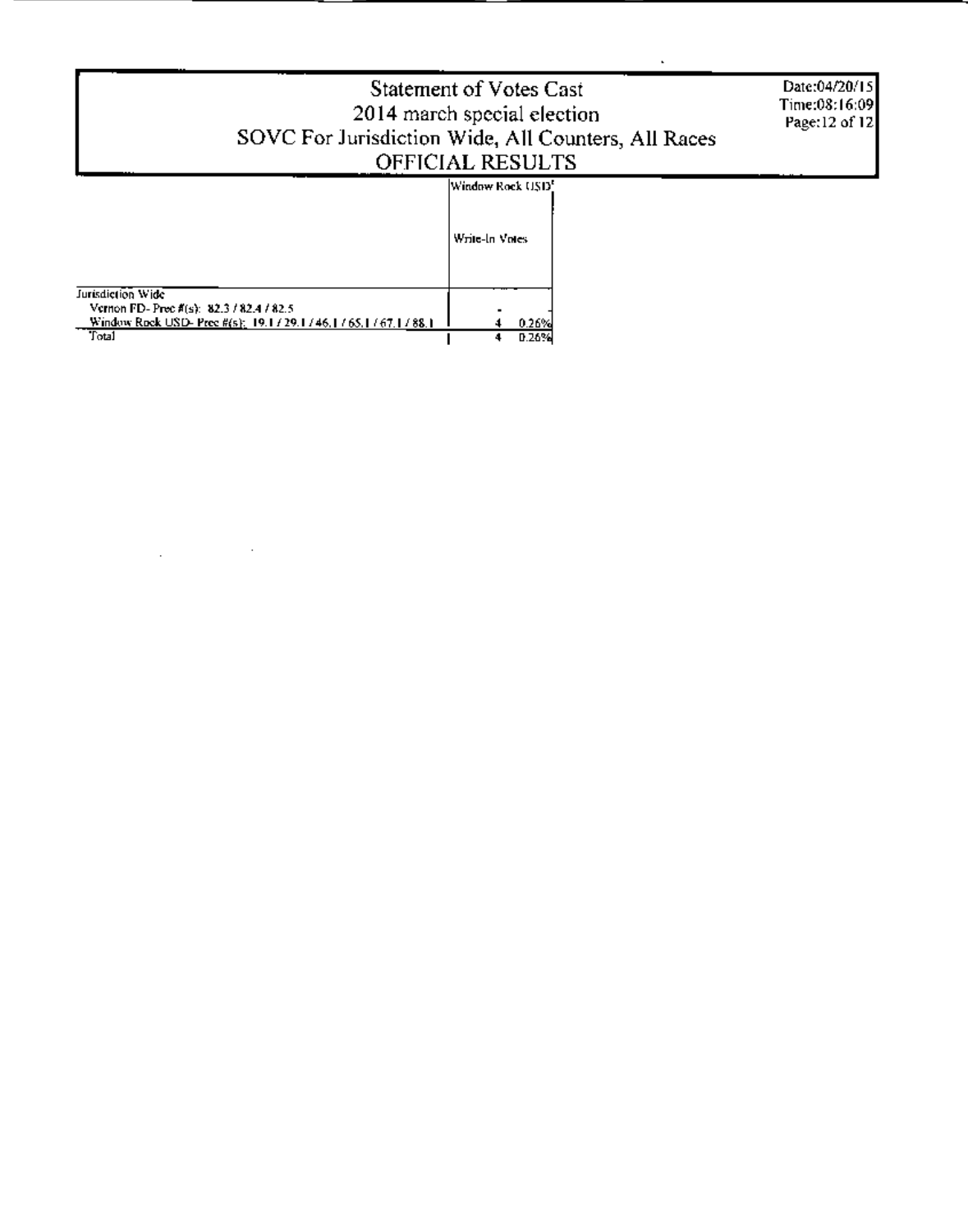# Statement of Votes Cast
## 2014 march special election
## SOVC For Jurisdiction Wide, All Counters, All Races
## OFFICIAL RESULTS

Date:04/20/15
Time:08:16:09

| | Window Rock USD[1] | |
|---|---|---|
| | Write-In Votes | |
| Jurisdiction Wide | | |
| Vernon FD- Prec #(s): 82.3 / 82.4 / 82.5 | - | - |
| Window Rock USD- Prec #(s): 19.1 / 29.1 / 46.1 / 65.1 / 67.1 / 88.1 | 4 | 0.26% |
| Total | 4 | 0.26% |